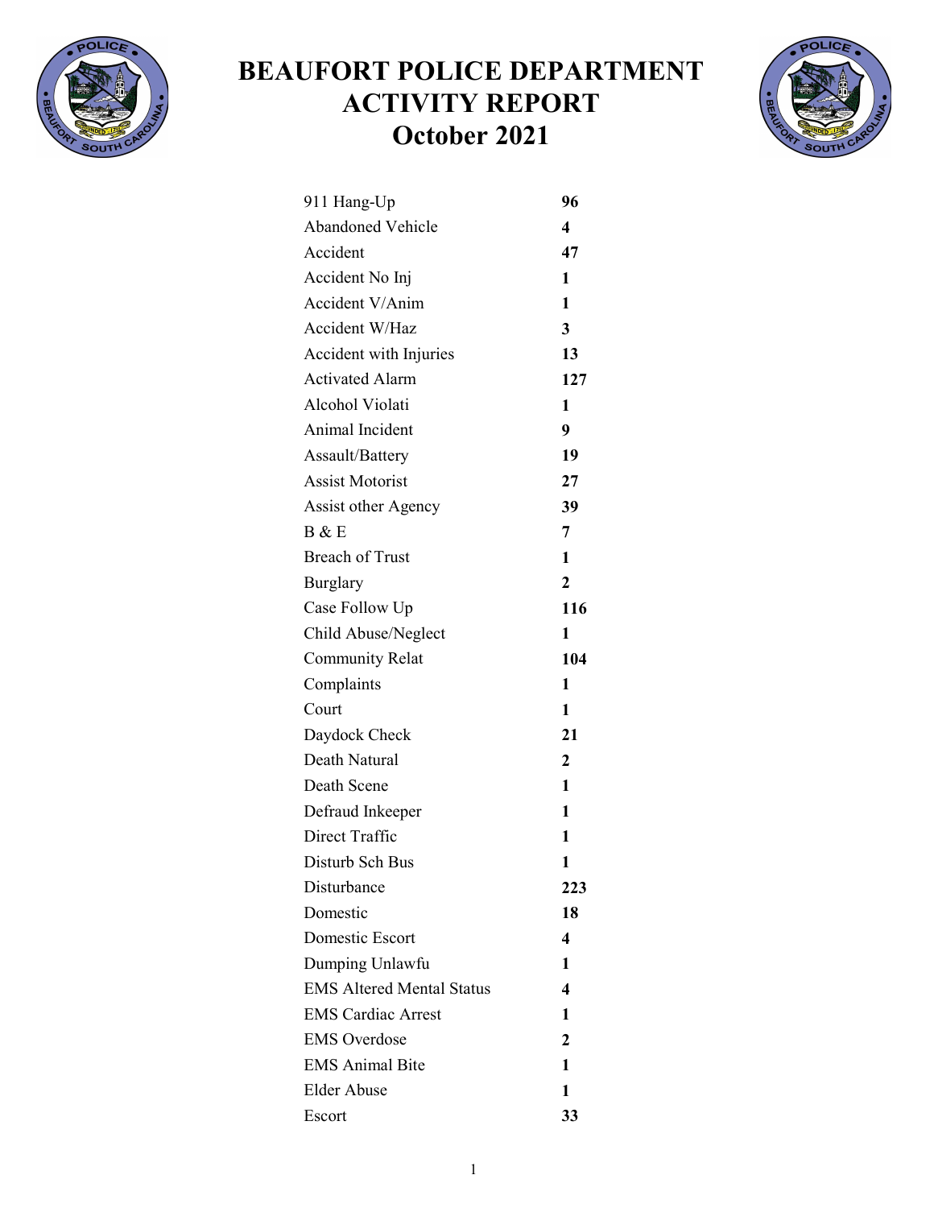# BEAUFORT POLICE DEPARTMENT ACTIVITY REPORT October 2021

| | |
|---|---|
| 911 Hang-Up | **96** |
| Abandoned Vehicle | **4** |
| Accident | **47** |
| Accident No Inj | **1** |
| Accident V/Anim | **1** |
| Accident W/Haz | **3** |
| Accident with Injuries | **13** |
| Activated Alarm | **127** |
| Alcohol Violati | **1** |
| Animal Incident | **9** |
| Assault/Battery | **19** |
| Assist Motorist | **27** |
| Assist other Agency | **39** |
| B & E | **7** |
| Breach of Trust | **1** |
| Burglary | **2** |
| Case Follow Up | **116** |
| Child Abuse/Neglect | **1** |
| Community Relat | **104** |
| Complaints | **1** |
| Court | **1** |
| Daydock Check | **21** |
| Death Natural | **2** |
| Death Scene | **1** |
| Defraud Inkeeper | **1** |
| Direct Traffic | **1** |
| Disturb Sch Bus | **1** |
| Disturbance | **223** |
| Domestic | **18** |
| Domestic Escort | **4** |
| Dumping Unlawfu | **1** |
| EMS Altered Mental Status | **4** |
| EMS Cardiac Arrest | **1** |
| EMS Overdose | **2** |
| EMS Animal Bite | **1** |
| Elder Abuse | **1** |
| Escort | **33** |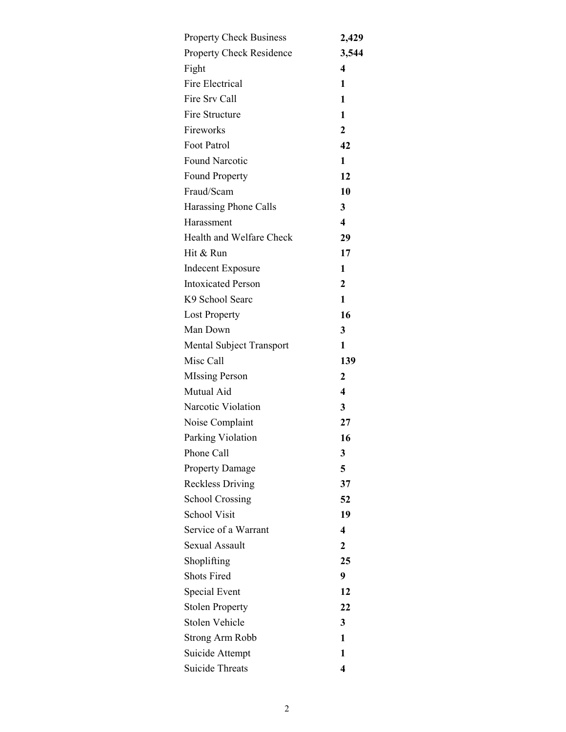| | |
|---|---|
| Property Check Business | **2,429** |
| Property Check Residence | **3,544** |
| Fight | **4** |
| Fire Electrical | **1** |
| Fire Srv Call | **1** |
| Fire Structure | **1** |
| Fireworks | **2** |
| Foot Patrol | **42** |
| Found Narcotic | **1** |
| Found Property | **12** |
| Fraud/Scam | **10** |
| Harassing Phone Calls | **3** |
| Harassment | **4** |
| Health and Welfare Check | **29** |
| Hit & Run | **17** |
| Indecent Exposure | **1** |
| Intoxicated Person | **2** |
| K9 School Searc | **1** |
| Lost Property | **16** |
| Man Down | **3** |
| Mental Subject Transport | **1** |
| Misc Call | **139** |
| MIssing Person | **2** |
| Mutual Aid | **4** |
| Narcotic Violation | **3** |
| Noise Complaint | **27** |
| Parking Violation | **16** |
| Phone Call | **3** |
| Property Damage | **5** |
| Reckless Driving | **37** |
| School Crossing | **52** |
| School Visit | **19** |
| Service of a Warrant | **4** |
| Sexual Assault | **2** |
| Shoplifting | **25** |
| Shots Fired | **9** |
| Special Event | **12** |
| Stolen Property | **22** |
| Stolen Vehicle | **3** |
| Strong Arm Robb | **1** |
| Suicide Attempt | **1** |
| Suicide Threats | **4** |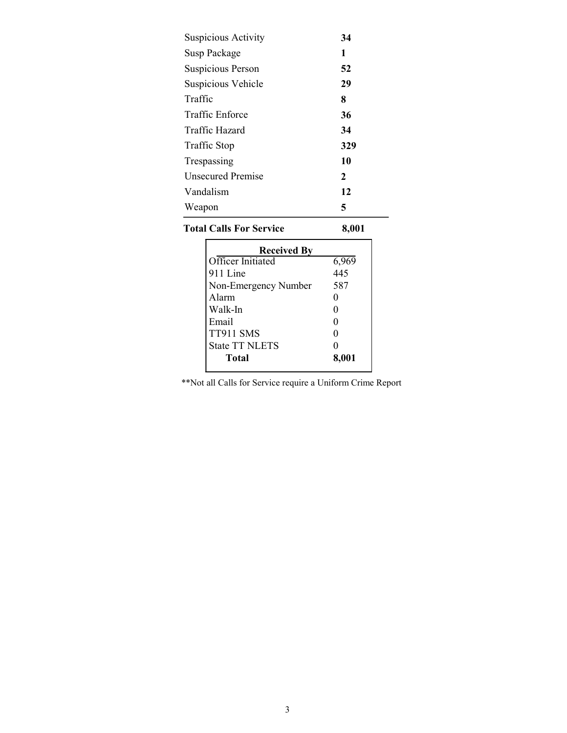| | |
|---|---|
| Suspicious Activity | **34** |
| Susp Package | **1** |
| Suspicious Person | **52** |
| Suspicious Vehicle | **29** |
| Traffic | **8** |
| Traffic Enforce | **36** |
| Traffic Hazard | **34** |
| Traffic Stop | **329** |
| Trespassing | **10** |
| Unsecured Premise | **2** |
| Vandalism | **12** |
| Weapon | **5** |
| **Total Calls For Service** | **8,001** |

| **Received By** | |
|---|---|
| Officer Initiated | 6,969 |
| 911 Line | 445 |
| Non-Emergency Number | 587 |
| Alarm | 0 |
| Walk-In | 0 |
| Email | 0 |
| TT911 SMS | 0 |
| State TT NLETS | 0 |
| **Total** | **8,001** |

**Not all Calls for Service require a Uniform Crime Report